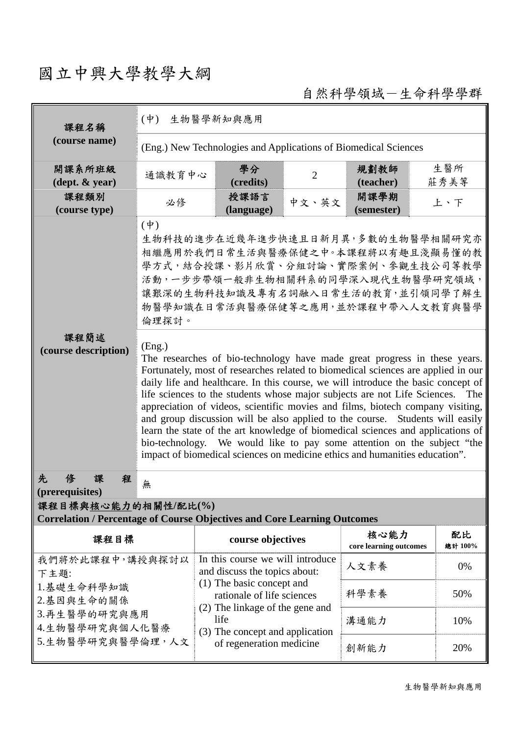# 國立中興大學教學大綱

自然科學領域－生命科學學群

| 課程名稱 (course name) | (中) 生物醫學新知與應用 | | | | |
|---|---|---|---|---|---|
| | (Eng.) New Technologies and Applications of Biomedical Sciences | | | | |
| 開課系所班級 (dept. & year) | 通識教育中心 | 學分 (credits) | 2 | 規劃教師 (teacher) | 生醫所 莊秀美等 |
| 課程類別 (course type) | 必修 | 授課語言 (language) | 中文、英文 | 開課學期 (semester) | 上、下 |
| 課程簡述 (course description) | (中) 生物科技的進步在近幾年進步快速且日新月異，多數的生物醫學相關研究亦相繼應用於我們日常生活與醫療保健之中。本課程將以有趣且淺顯易懂的教學方式，結合授課、影片欣賞、分組討論、實際案例、參觀生技公司等教學活動，一步步帶領一般非生物相關科系的同學深入現代生物醫學研究領域，讓艱深的生物科技知識及專有名詞融入日常生活的教育，並引領同學了解生物醫學知識在日常活與醫療保健等之應用，並於課程中帶入人文教育與醫學倫理探討。 | | | | |
| | (Eng.) The researches of bio-technology have made great progress in these years. Fortunately, most of researches related to biomedical sciences are applied in our daily life and healthcare. In this course, we will introduce the basic concept of life sciences to the students whose major subjects are not Life Sciences. The appreciation of videos, scientific movies and films, biotech company visiting, and group discussion will be also applied to the course. Students will easily learn the state of the art knowledge of biomedical sciences and applications of bio-technology. We would like to pay some attention on the subject "the impact of biomedical sciences on medicine ethics and humanities education". | | | | |
| 先修課程 (prerequisites) | 無 | | | | |

**課程目標與核心能力的相關性/配比(%)**
**Correlation / Percentage of Course Objectives and Core Learning Outcomes**

| 課程目標 | course objectives | 核心能力 core learning outcomes | 配比 總計 100% |
|---|---|---|---|
| 我們將於此課程中，講授與探討以下主題:<br>1.基礎生命科學知識<br>2.基因與生命的關係<br>3.再生醫學的研究與應用<br>4.生物醫學研究與個人化醫療<br>5.生物醫學研究與醫學倫理，人文 | In this course we will introduce and discuss the topics about:<br>(1) The basic concept and rationale of life sciences<br>(2) The linkage of the gene and life<br>(3) The concept and application of regeneration medicine | 人文素養 | 0% |
| | | 科學素養 | 50% |
| | | 溝通能力 | 10% |
| | | 創新能力 | 20% |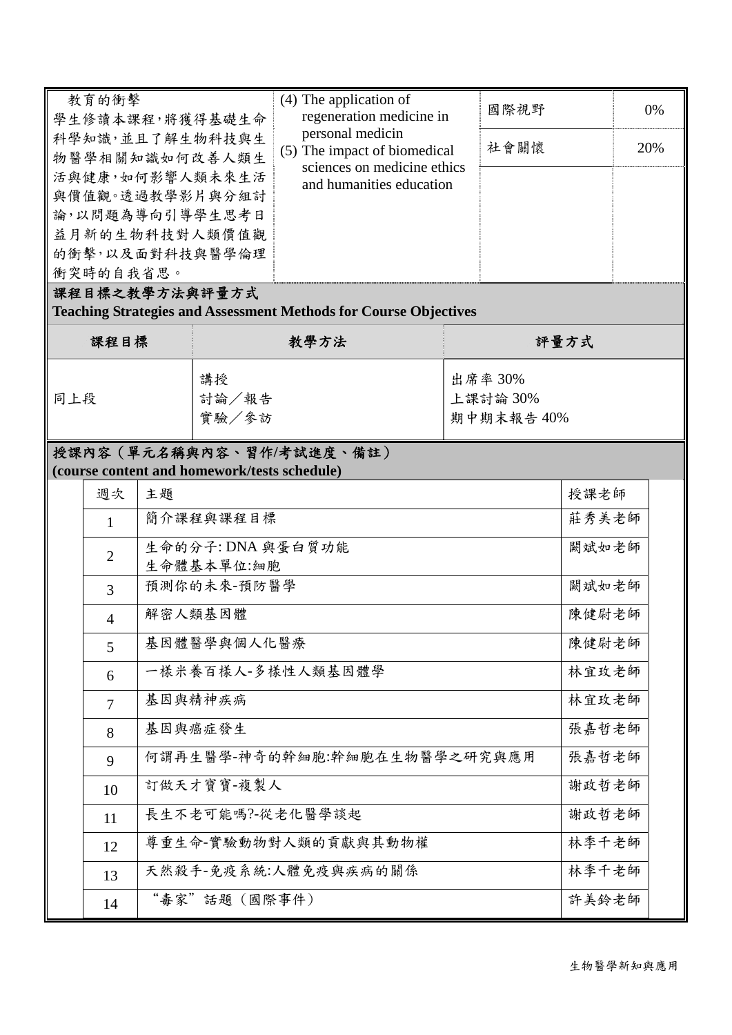| 教育的衝擊<br>學生修讀本課程，將獲得基礎生命科學知識，並且了解生物科技與生物醫學相關知識如何改善人類生活與健康，如何影響人類未來生活與價值觀。透過教學影片與分組討論，以問題為導向引導學生思考日益月新的生物科技對人類價值觀的衝擊，以及面對科技與醫學倫理衝突時的自我省思。 | (4) The application of regeneration medicine in personal medicin<br>(5) The impact of biomedical sciences on medicine ethics and humanities education | 國際視野 | 0% |
|---|---|---|---|
| | | 社會關懷 | 20% |

**課程目標之教學方法與評量方式**
**Teaching Strategies and Assessment Methods for Course Objectives**

| 課程目標 | 教學方法 | 評量方式 |
|---|---|---|
| 同上段 | 講授<br>討論／報告<br>實驗／參訪 | 出席率 30%<br>上課討論 30%<br>期中期末報告 40% |

**授課內容（單元名稱與內容、習作/考試進度、備註）**
**(course content and homework/tests schedule)**

| 週次 | 主題 | 授課老師 |
|---|---|---|
| 1 | 簡介課程與課程目標 | 莊秀美老師 |
| 2 | 生命的分子: DNA 與蛋白質功能<br>生命體基本單位:細胞 | 闕斌如老師 |
| 3 | 預測你的未來-預防醫學 | 闕斌如老師 |
| 4 | 解密人類基因體 | 陳健尉老師 |
| 5 | 基因體醫學與個人化醫療 | 陳健尉老師 |
| 6 | 一樣米養百樣人-多樣性人類基因體學 | 林宜玫老師 |
| 7 | 基因與精神疾病 | 林宜玫老師 |
| 8 | 基因與癌症發生 | 張嘉哲老師 |
| 9 | 何謂再生醫學-神奇的幹細胞:幹細胞在生物醫學之研究與應用 | 張嘉哲老師 |
| 10 | 訂做天才寶寶-複製人 | 謝政哲老師 |
| 11 | 長生不老可能嗎?-從老化醫學談起 | 謝政哲老師 |
| 12 | 尊重生命-實驗動物對人類的貢獻與其動物權 | 林季千老師 |
| 13 | 天然殺手-免疫系統:人體免疫與疾病的關係 | 林季千老師 |
| 14 | “毒家”話題（國際事件） | 許美鈴老師 |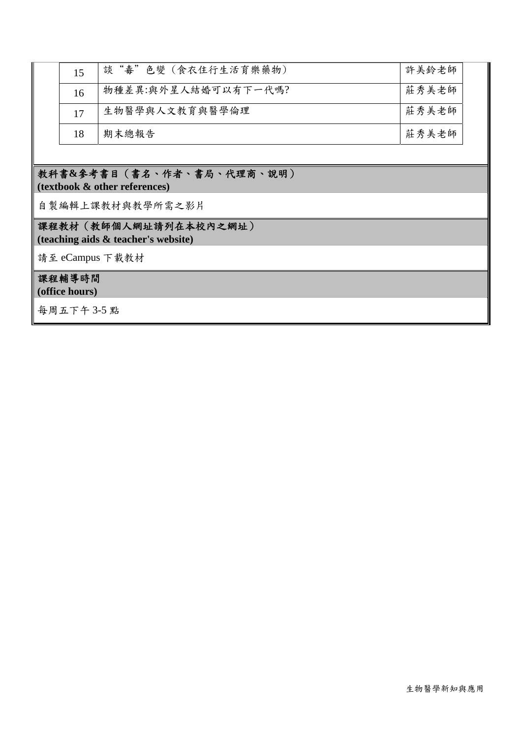| | | |
|---|---|---|
| 15 | 談“毒”色變（食衣住行生活育樂藥物） | 許美鈴老師 |
| 16 | 物種差異:與外星人結婚可以有下一代嗎? | 莊秀美老師 |
| 17 | 生物醫學與人文教育與醫學倫理 | 莊秀美老師 |
| 18 | 期末總報告 | 莊秀美老師 |

**教科書&參考書目（書名、作者、書局、代理商、說明）**
**(textbook & other references)**

自製編輯上課教材與教學所需之影片

**課程教材（教師個人網址請列在本校內之網址）**
**(teaching aids & teacher's website)**

請至 eCampus 下載教材

**課程輔導時間**
**(office hours)**

每周五下午 3-5 點